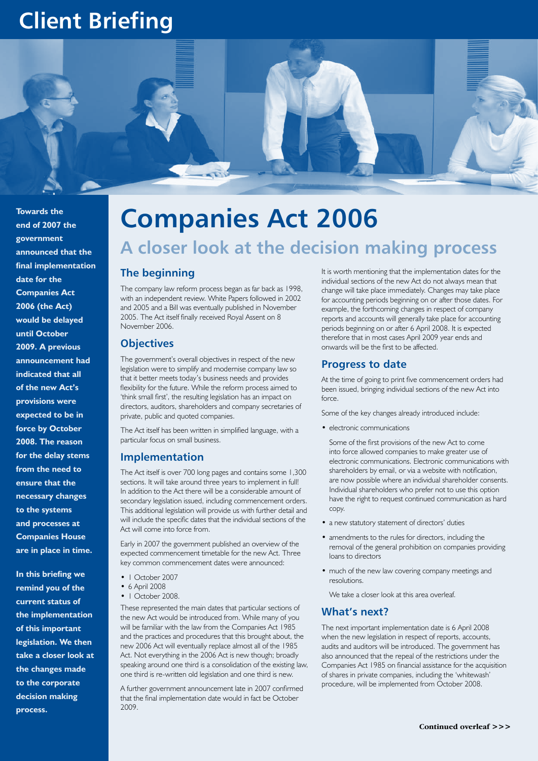# Client Briefing

**Towards the end of 2007 the government announced that the final implementation date for the Companies Act 2006 (the Act) would be delayed until October 2009. A previous announcement had indicated that all of the new Act's provisions were expected to be in force by October 2008. The reason for the delay stems from the need to ensure that the necessary changes to the systems and processes at Companies House are in place in time.**

**In this briefing we remind you of the current status of the implementation of this important legislation. We then take a closer look at the changes made to the corporate decision making process.**

# Companies Act 2006

## A closer look at the decision making process

### The beginning

The company law reform process began as far back as 1998, with an independent review. White Papers followed in 2002 and 2005 and a Bill was eventually published in November 2005. The Act itself finally received Royal Assent on 8 November 2006.

### Objectives

The government's overall objectives in respect of the new legislation were to simplify and modernise company law so that it better meets today's business needs and provides flexibility for the future. While the reform process aimed to 'think small first', the resulting legislation has an impact on directors, auditors, shareholders and company secretaries of private, public and quoted companies.

The Act itself has been written in simplified language, with a particular focus on small business.

### Implementation

The Act itself is over 700 long pages and contains some 1,300 sections. It will take around three years to implement in full! In addition to the Act there will be a considerable amount of secondary legislation issued, including commencement orders. This additional legislation will provide us with further detail and will include the specific dates that the individual sections of the Act will come into force from.

Early in 2007 the government published an overview of the expected commencement timetable for the new Act. Three key common commencement dates were announced:

- 1 October 2007
- 6 April 2008
- 1 October 2008.

These represented the main dates that particular sections of the new Act would be introduced from. While many of you will be familiar with the law from the Companies Act 1985 and the practices and procedures that this brought about, the new 2006 Act will eventually replace almost all of the 1985 Act. Not everything in the 2006 Act is new though; broadly speaking around one third is a consolidation of the existing law, one third is re-written old legislation and one third is new.

A further government announcement late in 2007 confirmed that the final implementation date would in fact be October 2009.

It is worth mentioning that the implementation dates for the individual sections of the new Act do not always mean that change will take place immediately. Changes may take place for accounting periods beginning on or after those dates. For example, the forthcoming changes in respect of company reports and accounts will generally take place for accounting periods beginning on or after 6 April 2008. It is expected therefore that in most cases April 2009 year ends and onwards will be the first to be affected.

### Progress to date

At the time of going to print five commencement orders had been issued, bringing individual sections of the new Act into force.

Some of the key changes already introduced include:

- electronic communications

  Some of the first provisions of the new Act to come into force allowed companies to make greater use of electronic communications. Electronic communications with shareholders by email, or via a website with notification, are now possible where an individual shareholder consents. Individual shareholders who prefer not to use this option have the right to request continued communication as hard copy.

- a new statutory statement of directors' duties
- amendments to the rules for directors, including the removal of the general prohibition on companies providing loans to directors
- much of the new law covering company meetings and resolutions.

  We take a closer look at this area overleaf.

### What's next?

The next important implementation date is 6 April 2008 when the new legislation in respect of reports, accounts, audits and auditors will be introduced. The government has also announced that the repeal of the restrictions under the Companies Act 1985 on financial assistance for the acquisition of shares in private companies, including the 'whitewash' procedure, will be implemented from October 2008.

**Continued overleaf >>>**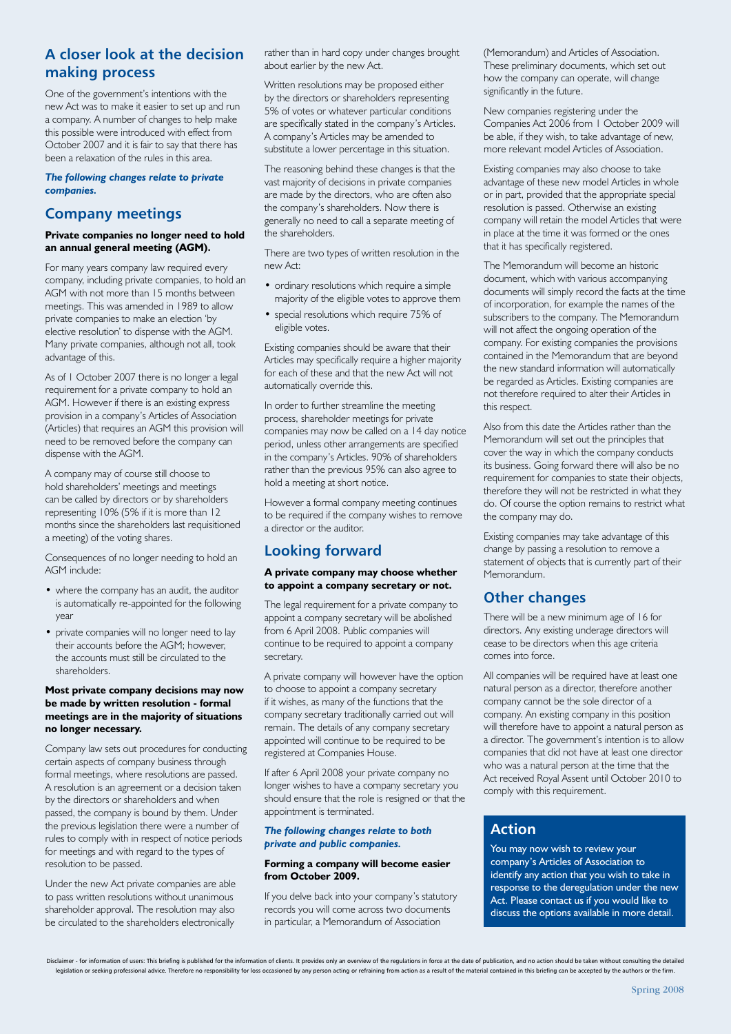## A closer look at the decision making process

One of the government's intentions with the new Act was to make it easier to set up and run a company. A number of changes to help make this possible were introduced with effect from October 2007 and it is fair to say that there has been a relaxation of the rules in this area.

***The following changes relate to private companies.***

## Company meetings

**Private companies no longer need to hold an annual general meeting (AGM).**

For many years company law required every company, including private companies, to hold an AGM with not more than 15 months between meetings. This was amended in 1989 to allow private companies to make an election 'by elective resolution' to dispense with the AGM. Many private companies, although not all, took advantage of this.

As of 1 October 2007 there is no longer a legal requirement for a private company to hold an AGM. However if there is an existing express provision in a company's Articles of Association (Articles) that requires an AGM this provision will need to be removed before the company can dispense with the AGM.

A company may of course still choose to hold shareholders' meetings and meetings can be called by directors or by shareholders representing 10% (5% if it is more than 12 months since the shareholders last requisitioned a meeting) of the voting shares.

Consequences of no longer needing to hold an AGM include:

- where the company has an audit, the auditor is automatically re-appointed for the following year
- private companies will no longer need to lay their accounts before the AGM; however, the accounts must still be circulated to the shareholders.

**Most private company decisions may now be made by written resolution - formal meetings are in the majority of situations no longer necessary.**

Company law sets out procedures for conducting certain aspects of company business through formal meetings, where resolutions are passed. A resolution is an agreement or a decision taken by the directors or shareholders and when passed, the company is bound by them. Under the previous legislation there were a number of rules to comply with in respect of notice periods for meetings and with regard to the types of resolution to be passed.

Under the new Act private companies are able to pass written resolutions without unanimous shareholder approval. The resolution may also be circulated to the shareholders electronically rather than in hard copy under changes brought about earlier by the new Act.

Written resolutions may be proposed either by the directors or shareholders representing 5% of votes or whatever particular conditions are specifically stated in the company's Articles. A company's Articles may be amended to substitute a lower percentage in this situation.

The reasoning behind these changes is that the vast majority of decisions in private companies are made by the directors, who are often also the company's shareholders. Now there is generally no need to call a separate meeting of the shareholders.

There are two types of written resolution in the new Act:

- ordinary resolutions which require a simple majority of the eligible votes to approve them
- special resolutions which require 75% of eligible votes.

Existing companies should be aware that their Articles may specifically require a higher majority for each of these and that the new Act will not automatically override this.

In order to further streamline the meeting process, shareholder meetings for private companies may now be called on a 14 day notice period, unless other arrangements are specified in the company's Articles. 90% of shareholders rather than the previous 95% can also agree to hold a meeting at short notice.

However a formal company meeting continues to be required if the company wishes to remove a director or the auditor.

## Looking forward

**A private company may choose whether to appoint a company secretary or not.**

The legal requirement for a private company to appoint a company secretary will be abolished from 6 April 2008. Public companies will continue to be required to appoint a company secretary.

A private company will however have the option to choose to appoint a company secretary if it wishes, as many of the functions that the company secretary traditionally carried out will remain. The details of any company secretary appointed will continue to be required to be registered at Companies House.

If after 6 April 2008 your private company no longer wishes to have a company secretary you should ensure that the role is resigned or that the appointment is terminated.

***The following changes relate to both private and public companies.***

**Forming a company will become easier from October 2009.**

If you delve back into your company's statutory records you will come across two documents in particular, a Memorandum of Association (Memorandum) and Articles of Association. These preliminary documents, which set out how the company can operate, will change significantly in the future.

New companies registering under the Companies Act 2006 from 1 October 2009 will be able, if they wish, to take advantage of new, more relevant model Articles of Association.

Existing companies may also choose to take advantage of these new model Articles in whole or in part, provided that the appropriate special resolution is passed. Otherwise an existing company will retain the model Articles that were in place at the time it was formed or the ones that it has specifically registered.

The Memorandum will become an historic document, which with various accompanying documents will simply record the facts at the time of incorporation, for example the names of the subscribers to the company. The Memorandum will not affect the ongoing operation of the company. For existing companies the provisions contained in the Memorandum that are beyond the new standard information will automatically be regarded as Articles. Existing companies are not therefore required to alter their Articles in this respect.

Also from this date the Articles rather than the Memorandum will set out the principles that cover the way in which the company conducts its business. Going forward there will also be no requirement for companies to state their objects, therefore they will not be restricted in what they do. Of course the option remains to restrict what the company may do.

Existing companies may take advantage of this change by passing a resolution to remove a statement of objects that is currently part of their Memorandum.

## Other changes

There will be a new minimum age of 16 for directors. Any existing underage directors will cease to be directors when this age criteria comes into force.

All companies will be required have at least one natural person as a director, therefore another company cannot be the sole director of a company. An existing company in this position will therefore have to appoint a natural person as a director. The government's intention is to allow companies that did not have at least one director who was a natural person at the time that the Act received Royal Assent until October 2010 to comply with this requirement.

## Action

You may now wish to review your company's Articles of Association to identify any action that you wish to take in response to the deregulation under the new Act. Please contact us if you would like to discuss the options available in more detail.

Disclaimer - for information of users: This briefing is published for the information of clients. It provides only an overview of the regulations in force at the date of publication, and no action should be taken without consulting the detailed legislation or seeking professional advice. Therefore no responsibility for loss occasioned by any person acting or refraining from action as a result of the material contained in this briefing can be accepted by the authors or the firm.

Spring 2008